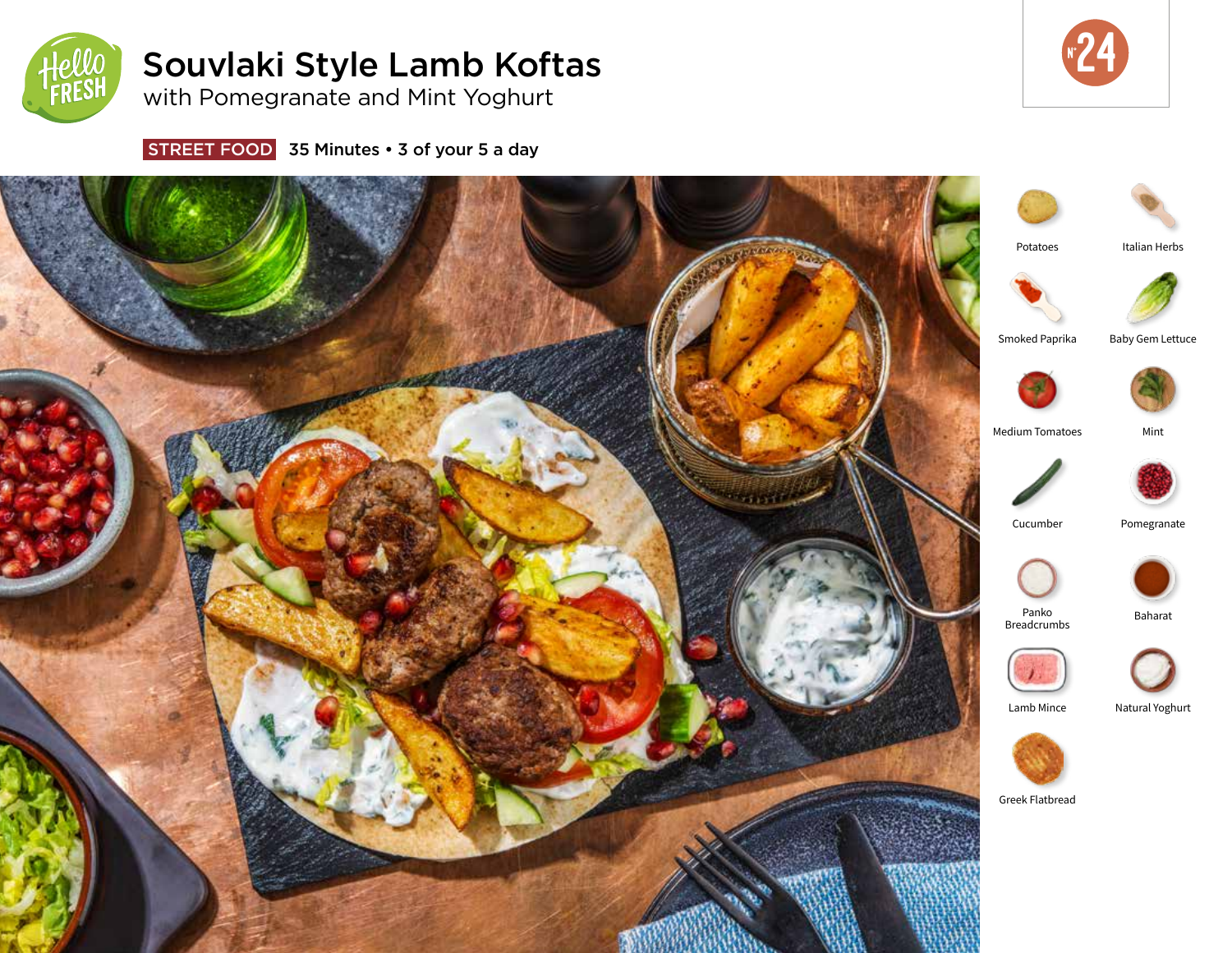# Souvlaki Style Lamb Koftas

## with Pomegranate and Mint Yoghurt

N° 24

**STREET FOOD** 35 Minutes • 3 of your 5 a day

- Potatoes
- Italian Herbs
- Smoked Paprika
- Baby Gem Lettuce
- Medium Tomatoes
- Mint
- Cucumber
- Pomegranate
- Panko Breadcrumbs
- Baharat
- Lamb Mince
- Natural Yoghurt
- Greek Flatbread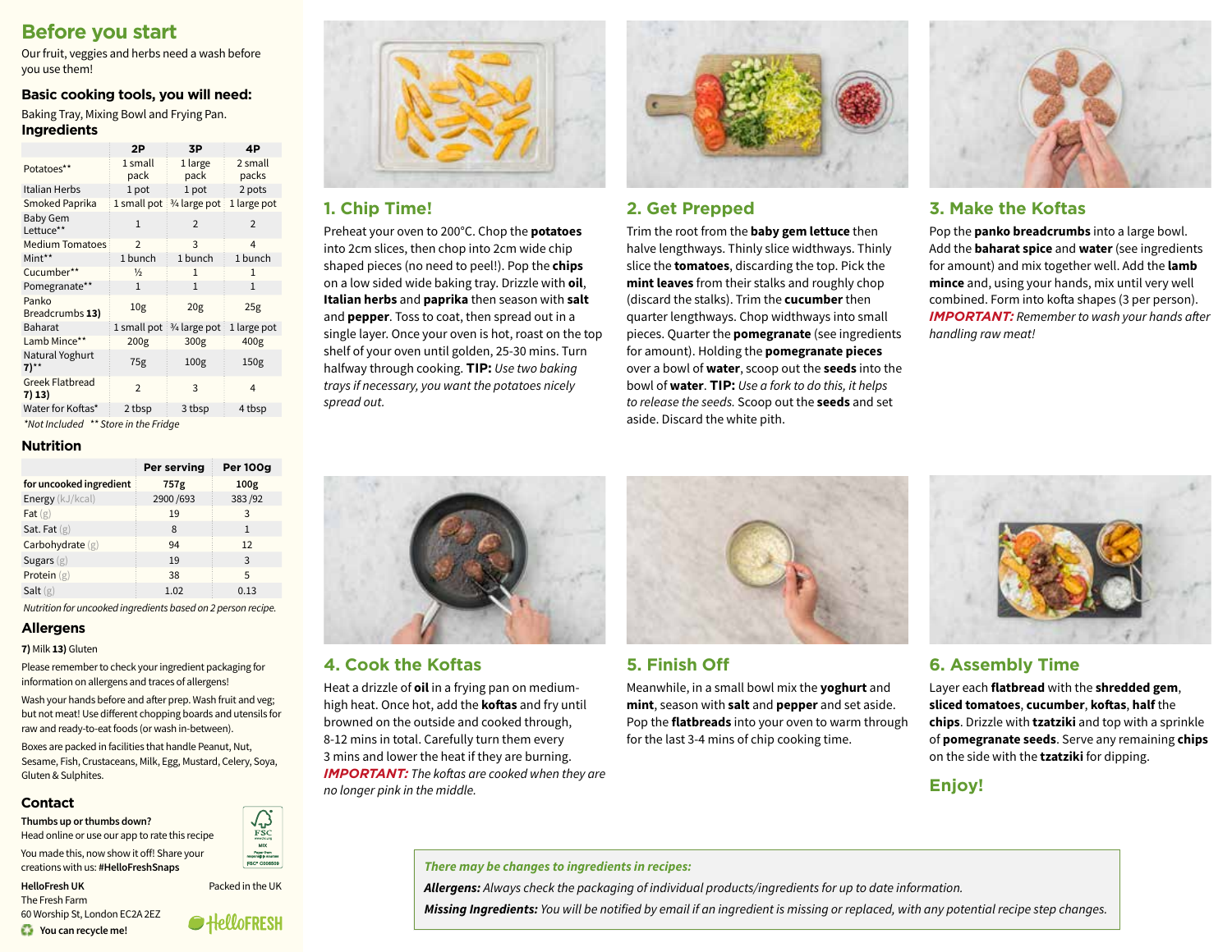## Before you start

Our fruit, veggies and herbs need a wash before you use them!

### Basic cooking tools, you will need:

Baking Tray, Mixing Bowl and Frying Pan.

### Ingredients

| | 2P | 3P | 4P |
|---|---|---|---|
| Potatoes** | 1 small pack | 1 large pack | 2 small packs |
| Italian Herbs | 1 pot | 1 pot | 2 pots |
| Smoked Paprika | 1 small pot | ¾ large pot | 1 large pot |
| Baby Gem Lettuce** | 1 | 2 | 2 |
| Medium Tomatoes | 2 | 3 | 4 |
| Mint** | 1 bunch | 1 bunch | 1 bunch |
| Cucumber** | ½ | 1 | 1 |
| Pomegranate** | 1 | 1 | 1 |
| Panko Breadcrumbs 13) | 10g | 20g | 25g |
| Baharat | 1 small pot | ¾ large pot | 1 large pot |
| Lamb Mince** | 200g | 300g | 400g |
| Natural Yoghurt 7)** | 75g | 100g | 150g |
| Greek Flatbread 7) 13) | 2 | 3 | 4 |
| Water for Koftas* | 2 tbsp | 3 tbsp | 4 tbsp |

*\*Not Included \*\* Store in the Fridge*

### Nutrition

| | Per serving | Per 100g |
|---|---|---|
| for uncooked ingredient | 757g | 100g |
| Energy (kJ/kcal) | 2900 /693 | 383 /92 |
| Fat (g) | 19 | 3 |
| Sat. Fat (g) | 8 | 1 |
| Carbohydrate (g) | 94 | 12 |
| Sugars (g) | 19 | 3 |
| Protein (g) | 38 | 5 |
| Salt (g) | 1.02 | 0.13 |

*Nutrition for uncooked ingredients based on 2 person recipe.*

### Allergens

**7)** Milk **13)** Gluten

Please remember to check your ingredient packaging for information on allergens and traces of allergens!

Wash your hands before and after prep. Wash fruit and veg; but not meat! Use different chopping boards and utensils for raw and ready-to-eat foods (or wash in-between).

Boxes are packed in facilities that handle Peanut, Nut, Sesame, Fish, Crustaceans, Milk, Egg, Mustard, Celery, Soya, Gluten & Sulphites.

### Contact

**Thumbs up or thumbs down?**
Head online or use our app to rate this recipe

You made this, now show it off! Share your creations with us: **#HelloFreshSnaps**

**HelloFresh UK**
The Fresh Farm
60 Worship St, London EC2A 2EZ

Packed in the UK

**You can recycle me!**

## 1. Chip Time!

Preheat your oven to 200°C. Chop the **potatoes** into 2cm slices, then chop into 2cm wide chip shaped pieces (no need to peel!). Pop the **chips** on a low sided wide baking tray. Drizzle with **oil**, **Italian herbs** and **paprika** then season with **salt** and **pepper**. Toss to coat, then spread out in a single layer. Once your oven is hot, roast on the top shelf of your oven until golden, 25-30 mins. Turn halfway through cooking. **TIP:** *Use two baking trays if necessary, you want the potatoes nicely spread out.*

## 2. Get Prepped

Trim the root from the **baby gem lettuce** then halve lengthways. Thinly slice widthways. Thinly slice the **tomatoes**, discarding the top. Pick the **mint leaves** from their stalks and roughly chop (discard the stalks). Trim the **cucumber** then quarter lengthways. Chop widthways into small pieces. Quarter the **pomegranate** (see ingredients for amount). Holding the **pomegranate pieces** over a bowl of **water**, scoop out the **seeds** into the bowl of **water**. **TIP:** *Use a fork to do this, it helps to release the seeds.* Scoop out the **seeds** and set aside. Discard the white pith.

## 3. Make the Koftas

Pop the **panko breadcrumbs** into a large bowl. Add the **baharat spice** and **water** (see ingredients for amount) and mix together well. Add the **lamb mince** and, using your hands, mix until very well combined. Form into kofta shapes (3 per person). ***IMPORTANT:*** *Remember to wash your hands after handling raw meat!*

## 4. Cook the Koftas

Heat a drizzle of **oil** in a frying pan on medium-high heat. Once hot, add the **koftas** and fry until browned on the outside and cooked through, 8-12 mins in total. Carefully turn them every 3 mins and lower the heat if they are burning. ***IMPORTANT:*** *The koftas are cooked when they are no longer pink in the middle.*

## 5. Finish Off

Meanwhile, in a small bowl mix the **yoghurt** and **mint**, season with **salt** and **pepper** and set aside. Pop the **flatbreads** into your oven to warm through for the last 3-4 mins of chip cooking time.

## 6. Assembly Time

Layer each **flatbread** with the **shredded gem**, **sliced tomatoes**, **cucumber**, **koftas**, **half** the **chips**. Drizzle with **tzatziki** and top with a sprinkle of **pomegranate seeds**. Serve any remaining **chips** on the side with the **tzatziki** for dipping.

## Enjoy!

***There may be changes to ingredients in recipes:***

***Allergens:*** *Always check the packaging of individual products/ingredients for up to date information.*

***Missing Ingredients:*** *You will be notified by email if an ingredient is missing or replaced, with any potential recipe step changes.*